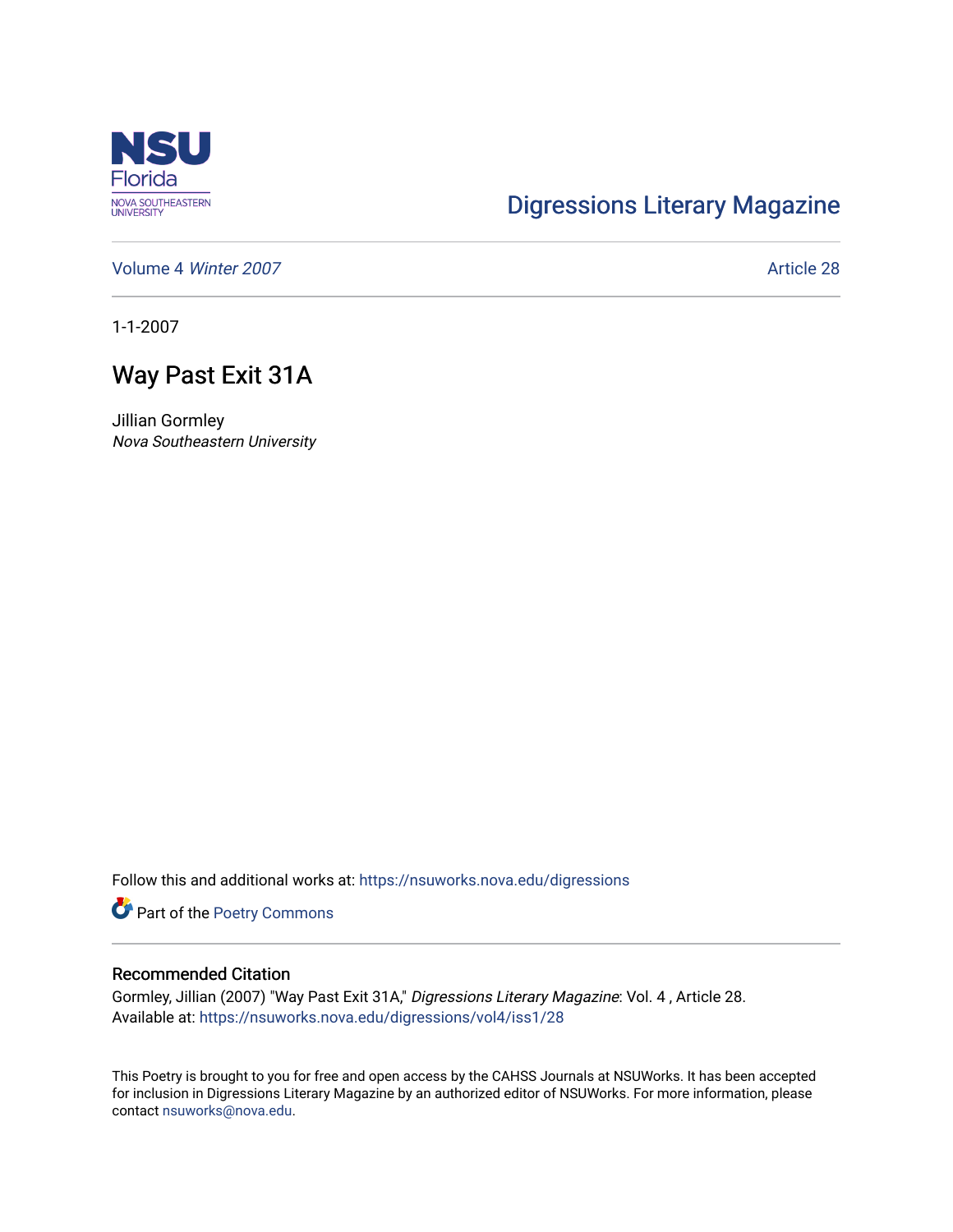Digressions Literary Magazine

Volume 4 *Winter 2007*

Article 28

1-1-2007

# Way Past Exit 31A

Jillian Gormley
*Nova Southeastern University*

Follow this and additional works at: https://nsuworks.nova.edu/digressions

Part of the Poetry Commons

## Recommended Citation

Gormley, Jillian (2007) "Way Past Exit 31A," *Digressions Literary Magazine*: Vol. 4 , Article 28.
Available at: https://nsuworks.nova.edu/digressions/vol4/iss1/28

This Poetry is brought to you for free and open access by the CAHSS Journals at NSUWorks. It has been accepted for inclusion in Digressions Literary Magazine by an authorized editor of NSUWorks. For more information, please contact nsuworks@nova.edu.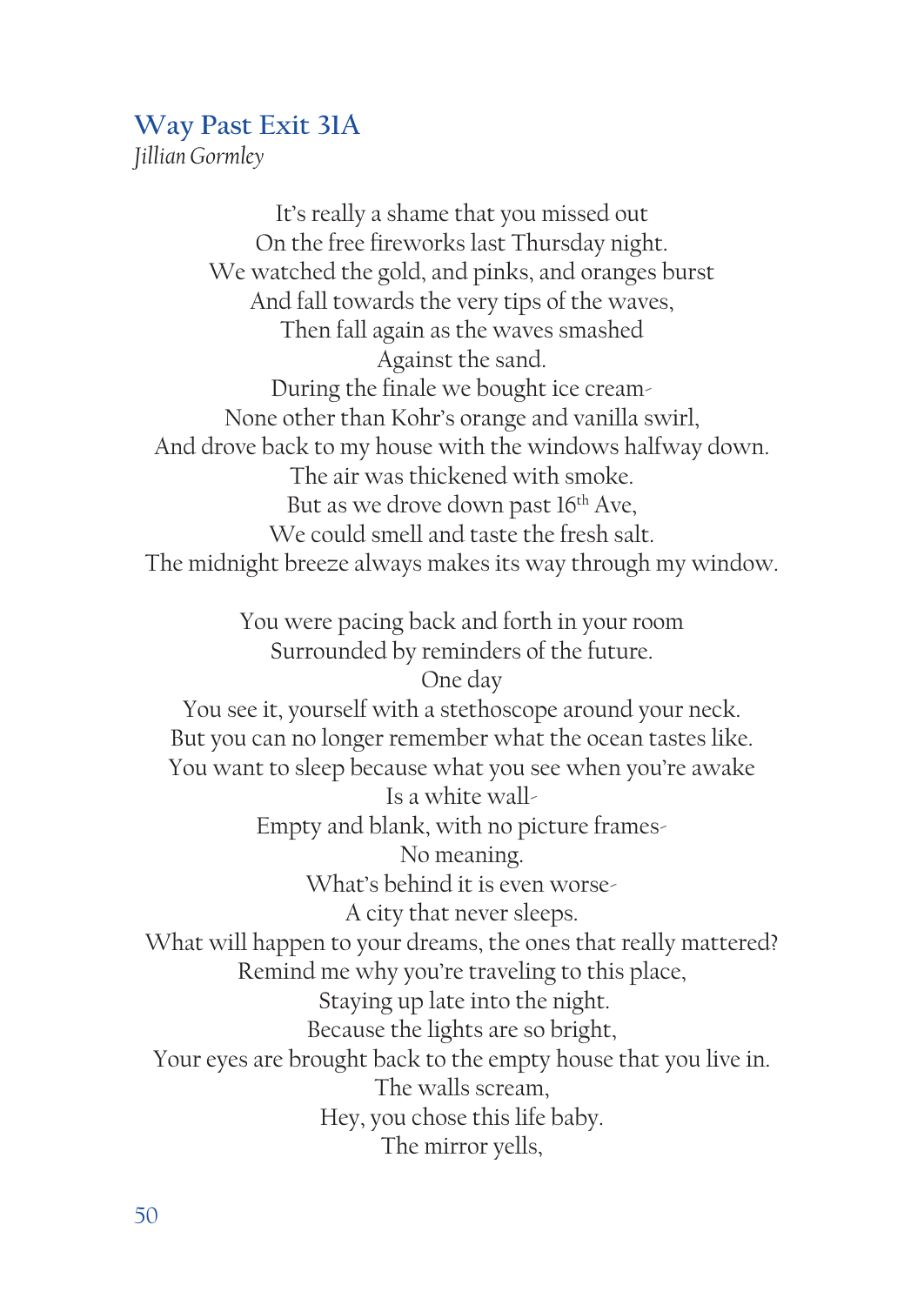## Way Past Exit 31A

*Jillian Gormley*

It's really a shame that you missed out  
On the free fireworks last Thursday night.  
We watched the gold, and pinks, and oranges burst  
And fall towards the very tips of the waves,  
Then fall again as the waves smashed  
Against the sand.  
During the finale we bought ice cream-  
None other than Kohr's orange and vanilla swirl,  
And drove back to my house with the windows halfway down.  
The air was thickened with smoke.  
But as we drove down past 16th Ave,  
We could smell and taste the fresh salt.  
The midnight breeze always makes its way through my window.

You were pacing back and forth in your room  
Surrounded by reminders of the future.  
One day  
You see it, yourself with a stethoscope around your neck.  
But you can no longer remember what the ocean tastes like.  
You want to sleep because what you see when you're awake  
Is a white wall-  
Empty and blank, with no picture frames-  
No meaning.  
What's behind it is even worse-  
A city that never sleeps.  
What will happen to your dreams, the ones that really mattered?  
Remind me why you're traveling to this place,  
Staying up late into the night.  
Because the lights are so bright,  
Your eyes are brought back to the empty house that you live in.  
The walls scream,  
Hey, you chose this life baby.  
The mirror yells,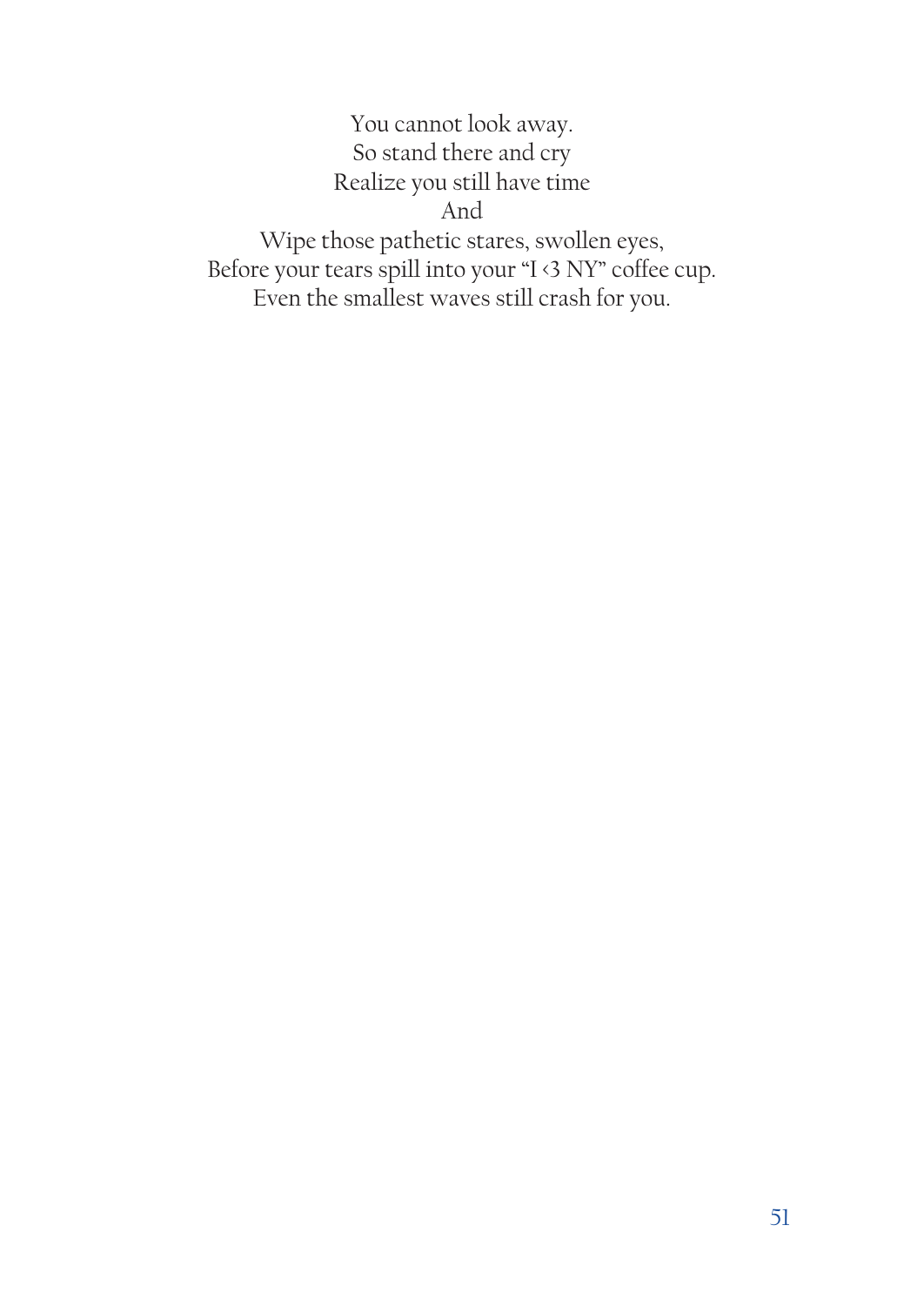You cannot look away.  
So stand there and cry  
Realize you still have time  
And  
Wipe those pathetic stares, swollen eyes,  
Before your tears spill into your "I <3 NY" coffee cup.  
Even the smallest waves still crash for you.